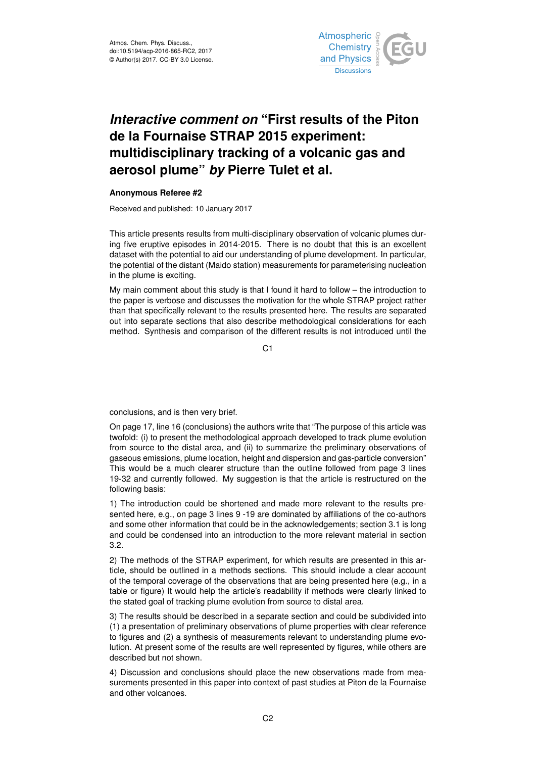Atmos. Chem. Phys. Discuss.,
doi:10.5194/acp-2016-865-RC2, 2017
© Author(s) 2017. CC-BY 3.0 License.

# *Interactive comment on* "First results of the Piton de la Fournaise STRAP 2015 experiment: multidisciplinary tracking of a volcanic gas and aerosol plume" *by* Pierre Tulet et al.

**Anonymous Referee #2**

Received and published: 10 January 2017

This article presents results from multi-disciplinary observation of volcanic plumes during five eruptive episodes in 2014-2015. There is no doubt that this is an excellent dataset with the potential to aid our understanding of plume development. In particular, the potential of the distant (Maido station) measurements for parameterising nucleation in the plume is exciting.

My main comment about this study is that I found it hard to follow – the introduction to the paper is verbose and discusses the motivation for the whole STRAP project rather than that specifically relevant to the results presented here. The results are separated out into separate sections that also describe methodological considerations for each method. Synthesis and comparison of the different results is not introduced until the conclusions, and is then very brief.

On page 17, line 16 (conclusions) the authors write that "The purpose of this article was twofold: (i) to present the methodological approach developed to track plume evolution from source to the distal area, and (ii) to summarize the preliminary observations of gaseous emissions, plume location, height and dispersion and gas-particle conversion" This would be a much clearer structure than the outline followed from page 3 lines 19-32 and currently followed. My suggestion is that the article is restructured on the following basis:

1) The introduction could be shortened and made more relevant to the results presented here, e.g., on page 3 lines 9 -19 are dominated by affiliations of the co-authors and some other information that could be in the acknowledgements; section 3.1 is long and could be condensed into an introduction to the more relevant material in section 3.2.

2) The methods of the STRAP experiment, for which results are presented in this article, should be outlined in a methods sections. This should include a clear account of the temporal coverage of the observations that are being presented here (e.g., in a table or figure) It would help the article's readability if methods were clearly linked to the stated goal of tracking plume evolution from source to distal area.

3) The results should be described in a separate section and could be subdivided into (1) a presentation of preliminary observations of plume properties with clear reference to figures and (2) a synthesis of measurements relevant to understanding plume evolution. At present some of the results are well represented by figures, while others are described but not shown.

4) Discussion and conclusions should place the new observations made from measurements presented in this paper into context of past studies at Piton de la Fournaise and other volcanoes.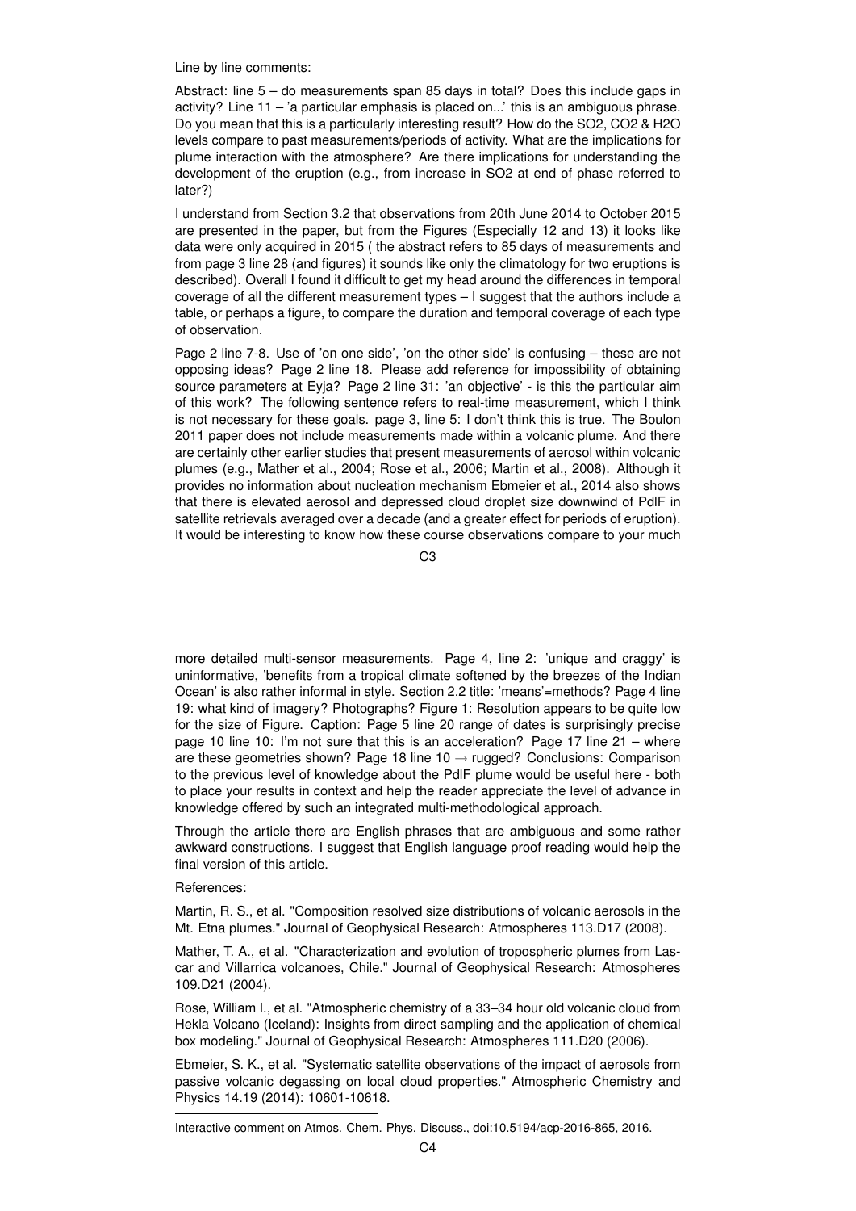Line by line comments:

Abstract: line 5 – do measurements span 85 days in total? Does this include gaps in activity? Line 11 – 'a particular emphasis is placed on...' this is an ambiguous phrase. Do you mean that this is a particularly interesting result? How do the $SO_2$, $CO_2$ & $H_2O$ levels compare to past measurements/periods of activity. What are the implications for plume interaction with the atmosphere? Are there implications for understanding the development of the eruption (e.g., from increase in $SO_2$ at end of phase referred to later?)

I understand from Section 3.2 that observations from 20th June 2014 to October 2015 are presented in the paper, but from the Figures (Especially 12 and 13) it looks like data were only acquired in 2015 ( the abstract refers to 85 days of measurements and from page 3 line 28 (and figures) it sounds like only the climatology for two eruptions is described). Overall I found it difficult to get my head around the differences in temporal coverage of all the different measurement types – I suggest that the authors include a table, or perhaps a figure, to compare the duration and temporal coverage of each type of observation.

Page 2 line 7-8. Use of 'on one side', 'on the other side' is confusing – these are not opposing ideas? Page 2 line 18. Please add reference for impossibility of obtaining source parameters at Eyja? Page 2 line 31: 'an objective' - is this the particular aim of this work? The following sentence refers to real-time measurement, which I think is not necessary for these goals. page 3, line 5: I don't think this is true. The Boulon 2011 paper does not include measurements made within a volcanic plume. And there are certainly other earlier studies that present measurements of aerosol within volcanic plumes (e.g., Mather et al., 2004; Rose et al., 2006; Martin et al., 2008). Although it provides no information about nucleation mechanism Ebmeier et al., 2014 also shows that there is elevated aerosol and depressed cloud droplet size downwind of PdlF in satellite retrievals averaged over a decade (and a greater effect for periods of eruption). It would be interesting to know how these course observations compare to your much more detailed multi-sensor measurements. Page 4, line 2: 'unique and craggy' is uninformative, 'benefits from a tropical climate softened by the breezes of the Indian Ocean' is also rather informal in style. Section 2.2 title: 'means'=methods? Page 4 line 19: what kind of imagery? Photographs? Figure 1: Resolution appears to be quite low for the size of Figure. Caption: Page 5 line 20 range of dates is surprisingly precise page 10 line 10: I'm not sure that this is an acceleration? Page 17 line 21 – where are these geometries shown? Page 18 line 10 → rugged? Conclusions: Comparison to the previous level of knowledge about the PdlF plume would be useful here - both to place your results in context and help the reader appreciate the level of advance in knowledge offered by such an integrated multi-methodological approach.

Through the article there are English phrases that are ambiguous and some rather awkward constructions. I suggest that English language proof reading would help the final version of this article.

References:

Martin, R. S., et al. "Composition resolved size distributions of volcanic aerosols in the Mt. Etna plumes." Journal of Geophysical Research: Atmospheres 113.D17 (2008).

Mather, T. A., et al. "Characterization and evolution of tropospheric plumes from Lascar and Villarrica volcanoes, Chile." Journal of Geophysical Research: Atmospheres 109.D21 (2004).

Rose, William I., et al. "Atmospheric chemistry of a 33–34 hour old volcanic cloud from Hekla Volcano (Iceland): Insights from direct sampling and the application of chemical box modeling." Journal of Geophysical Research: Atmospheres 111.D20 (2006).

Ebmeier, S. K., et al. "Systematic satellite observations of the impact of aerosols from passive volcanic degassing on local cloud properties." Atmospheric Chemistry and Physics 14.19 (2014): 10601-10618.

Interactive comment on Atmos. Chem. Phys. Discuss., doi:10.5194/acp-2016-865, 2016.